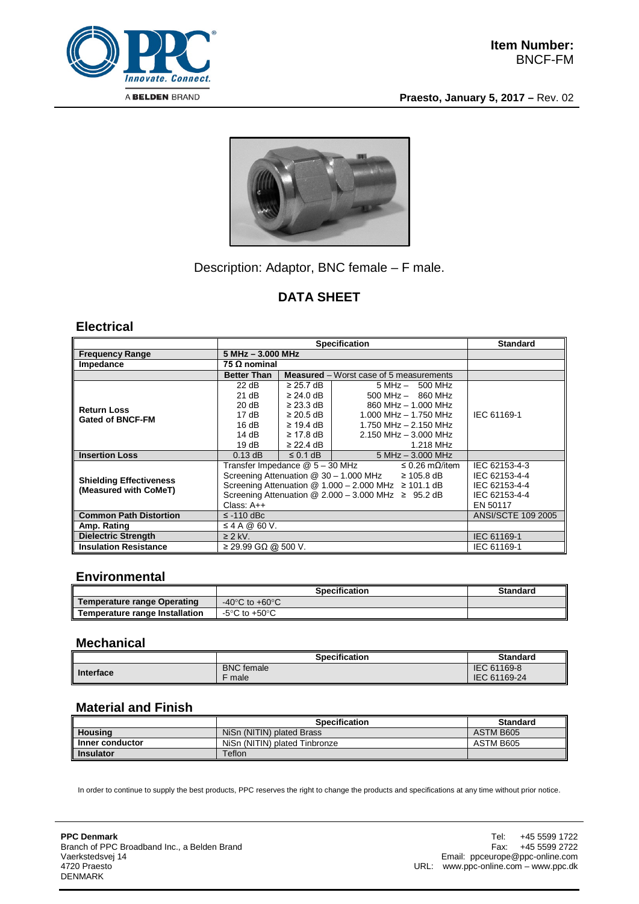**Item Number:**
BNCF-FM

**Praesto, January 5, 2017 –** Rev. 02

Description: Adaptor, BNC female – F male.

## DATA SHEET

### Electrical

| | Specification | | | Standard |
|---|---|---|---|---|
| **Frequency Range** | **5 MHz – 3.000 MHz** | | | |
| **Impedance** | **75 Ω nominal** | | | |
| | **Better Than** | **Measured** – Worst case of 5 measurements | | |
| **Return Loss Gated of BNCF-FM** | 22 dB | ≥ 25.7 dB | 5 MHz – 500 MHz | IEC 61169-1 |
| | 21 dB | ≥ 24.0 dB | 500 MHz – 860 MHz | |
| | 20 dB | ≥ 23.3 dB | 860 MHz – 1.000 MHz | |
| | 17 dB | ≥ 20.5 dB | 1.000 MHz – 1.750 MHz | |
| | 16 dB | ≥ 19.4 dB | 1.750 MHz – 2.150 MHz | |
| | 14 dB | ≥ 17.8 dB | 2.150 MHz – 3.000 MHz | |
| | 19 dB | ≥ 22.4 dB | 1.218 MHz | |
| **Insertion Loss** | 0.13 dB | ≤ 0.1 dB | 5 MHz – 3.000 MHz | |
| **Shielding Effectiveness (Measured with CoMeT)** | Transfer Impedance @ 5 – 30 MHz ≤ 0.26 mΩ/item | | | IEC 62153-4-3 |
| | Screening Attenuation @ 30 – 1.000 MHz ≥ 105.8 dB | | | IEC 62153-4-4 |
| | Screening Attenuation @ 1.000 – 2.000 MHz ≥ 101.1 dB | | | IEC 62153-4-4 |
| | Screening Attenuation @ 2.000 – 3.000 MHz ≥ 95.2 dB | | | IEC 62153-4-4 |
| | Class: A++ | | | EN 50117 |
| **Common Path Distortion** | ≤ -110 dBc | | | ANSI/SCTE 109 2005 |
| **Amp. Rating** | ≤ 4 A @ 60 V. | | | |
| **Dielectric Strength** | ≥ 2 kV. | | | IEC 61169-1 |
| **Insulation Resistance** | ≥ 29.99 GΩ @ 500 V. | | | IEC 61169-1 |

### Environmental

| | Specification | Standard |
|---|---|---|
| **Temperature range Operating** | -40°C to +60°C | |
| **Temperature range Installation** | -5°C to +50°C | |

### Mechanical

| | Specification | Standard |
|---|---|---|
| **Interface** | BNC female | IEC 61169-8 |
| | F male | IEC 61169-24 |

### Material and Finish

| | Specification | Standard |
|---|---|---|
| **Housing** | NiSn (NITIN) plated Brass | ASTM B605 |
| **Inner conductor** | NiSn (NITIN) plated Tinbronze | ASTM B605 |
| **Insulator** | Teflon | |

In order to continue to supply the best products, PPC reserves the right to change the products and specifications at any time without prior notice.

**PPC Denmark**
Branch of PPC Broadband Inc., a Belden Brand
Vaerkstedsvej 14
4720 Praesto
DENMARK

Tel: +45 5599 1722
Fax: +45 5599 2722
Email: ppceurope@ppc-online.com
URL: www.ppc-online.com – www.ppc.dk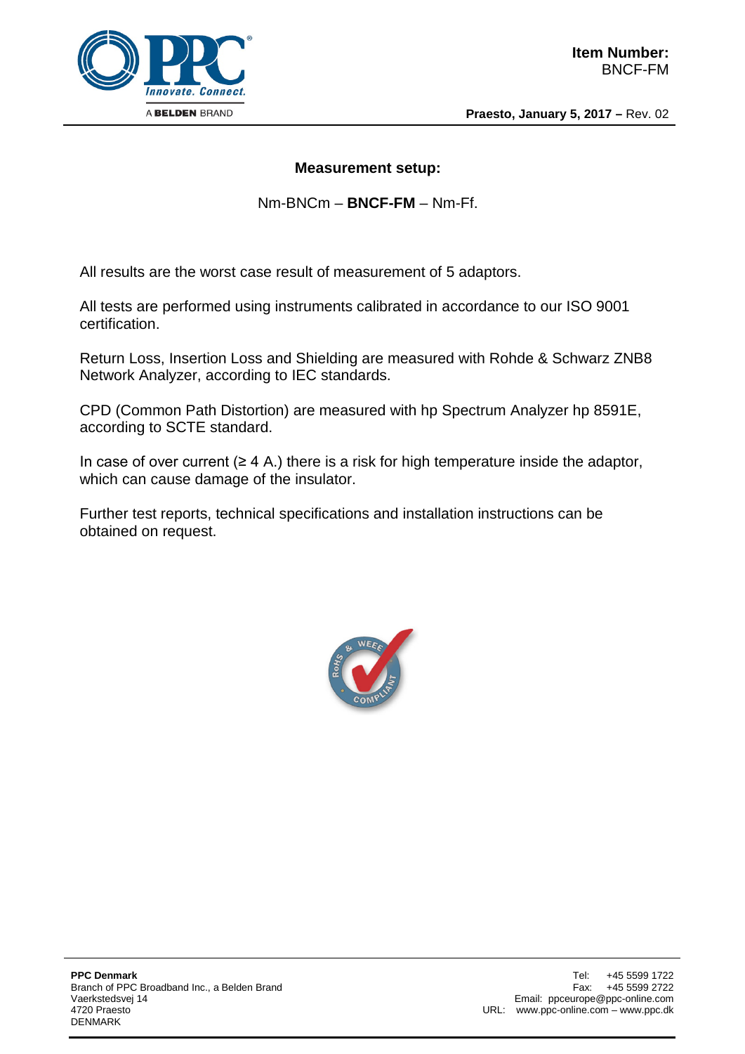## Measurement setup:

Nm-BNCm – **BNCF-FM** – Nm-Ff.

All results are the worst case result of measurement of 5 adaptors.

All tests are performed using instruments calibrated in accordance to our ISO 9001 certification.

Return Loss, Insertion Loss and Shielding are measured with Rohde & Schwarz ZNB8 Network Analyzer, according to IEC standards.

CPD (Common Path Distortion) are measured with hp Spectrum Analyzer hp 8591E, according to SCTE standard.

In case of over current (≥ 4 A.) there is a risk for high temperature inside the adaptor, which can cause damage of the insulator.

Further test reports, technical specifications and installation instructions can be obtained on request.